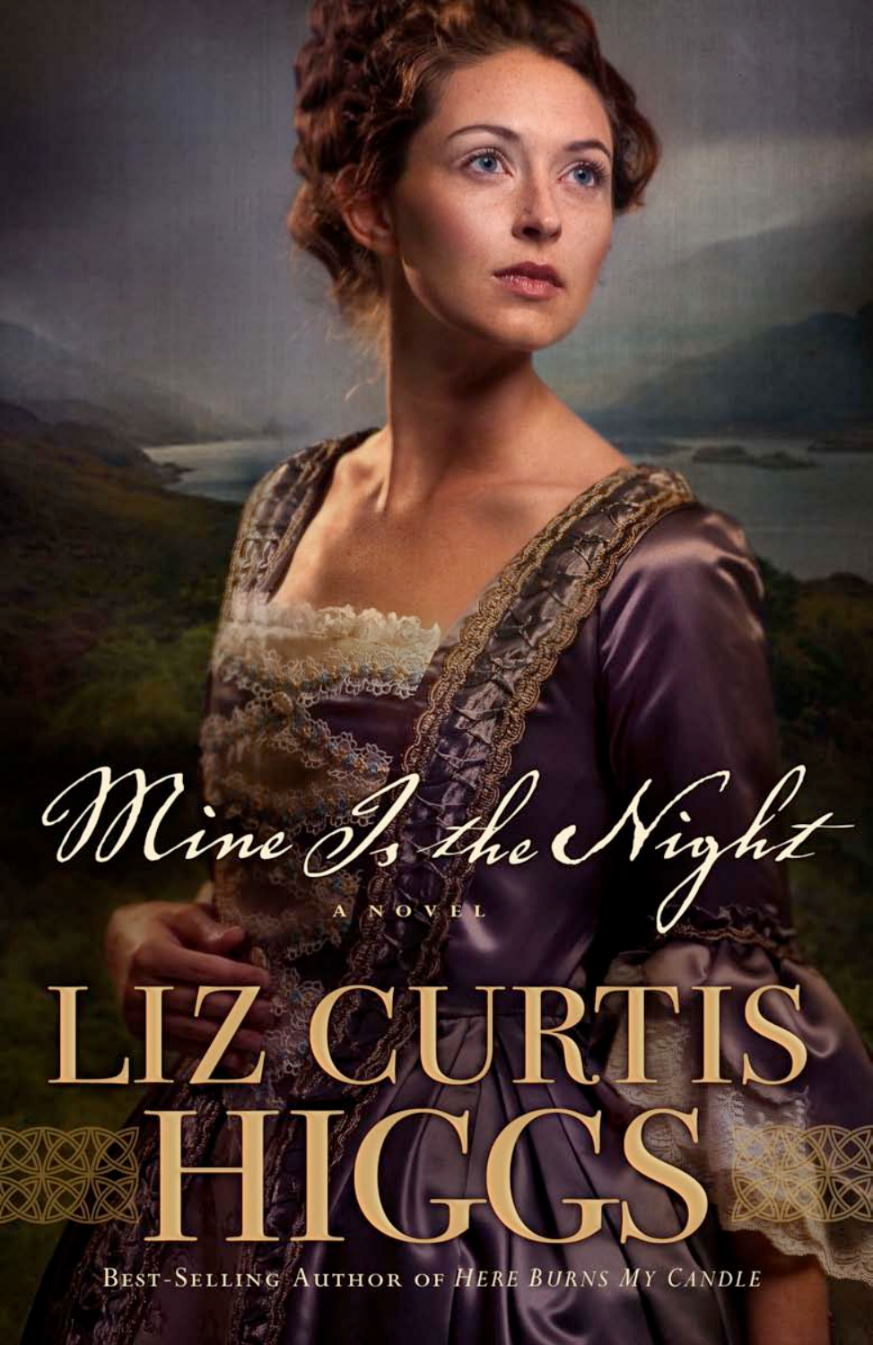# Mine Is the Night

A NOVEL

## LIZ CURTIS HIGGS

BEST-SELLING AUTHOR OF *HERE BURNS MY CANDLE*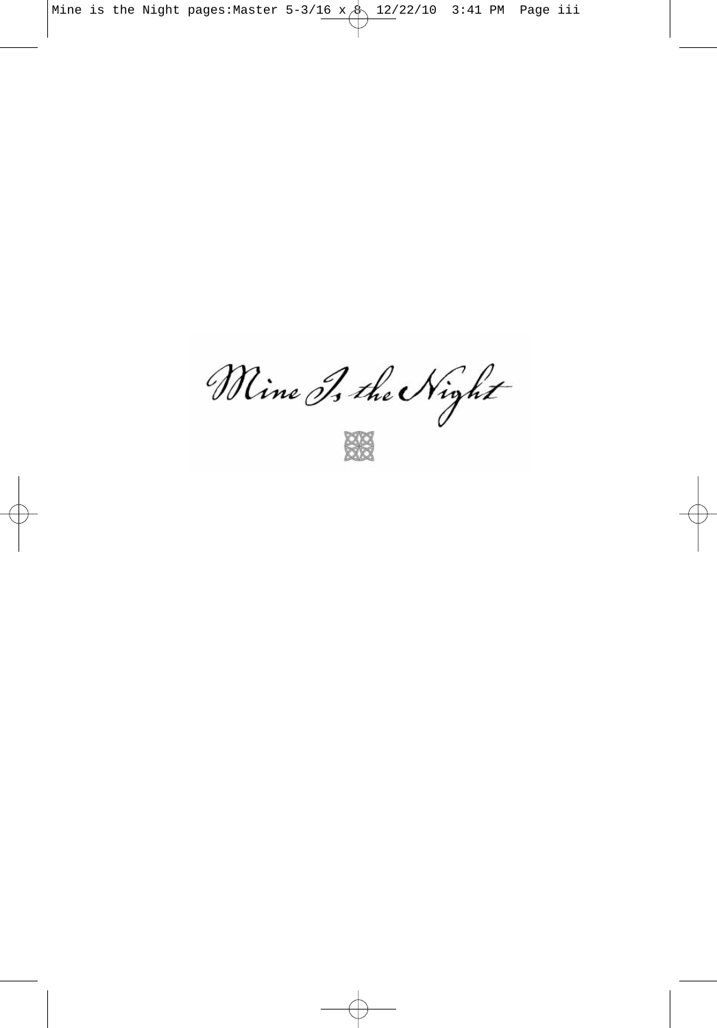# Mine Is the Night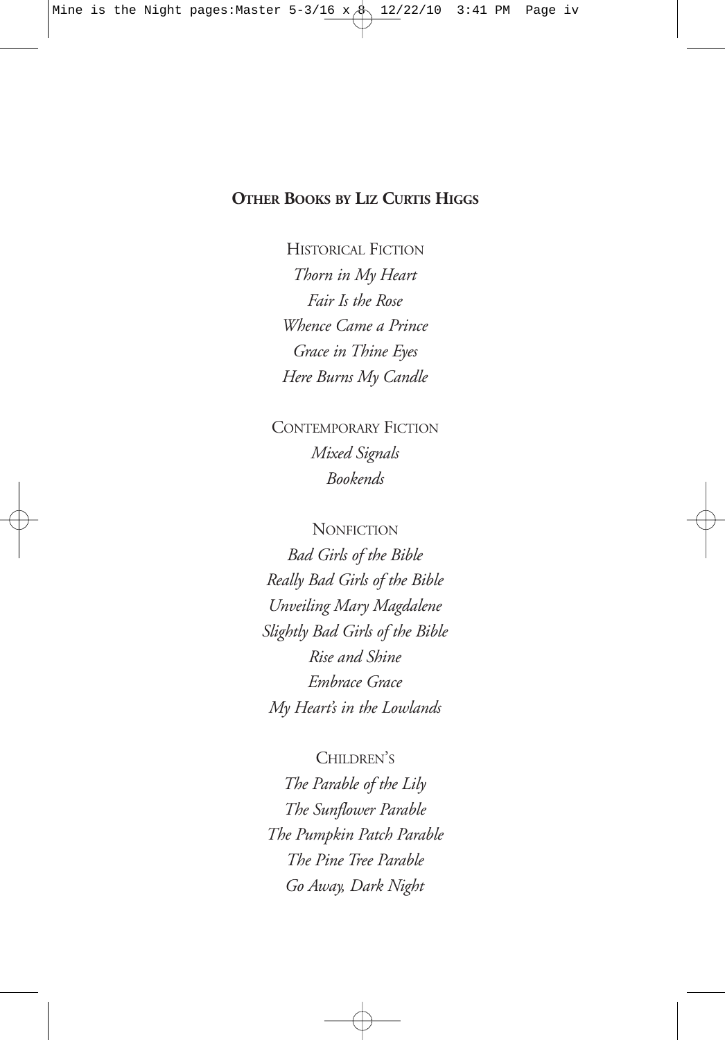**OTHER BOOKS BY LIZ CURTIS HIGGS**

HISTORICAL FICTION

*Thorn in My Heart*

*Fair Is the Rose*

*Whence Came a Prince*

*Grace in Thine Eyes*

*Here Burns My Candle*

CONTEMPORARY FICTION

*Mixed Signals*

*Bookends*

NONFICTION

*Bad Girls of the Bible*

*Really Bad Girls of the Bible*

*Unveiling Mary Magdalene*

*Slightly Bad Girls of the Bible*

*Rise and Shine*

*Embrace Grace*

*My Heart's in the Lowlands*

CHILDREN'S

*The Parable of the Lily*

*The Sunflower Parable*

*The Pumpkin Patch Parable*

*The Pine Tree Parable*

*Go Away, Dark Night*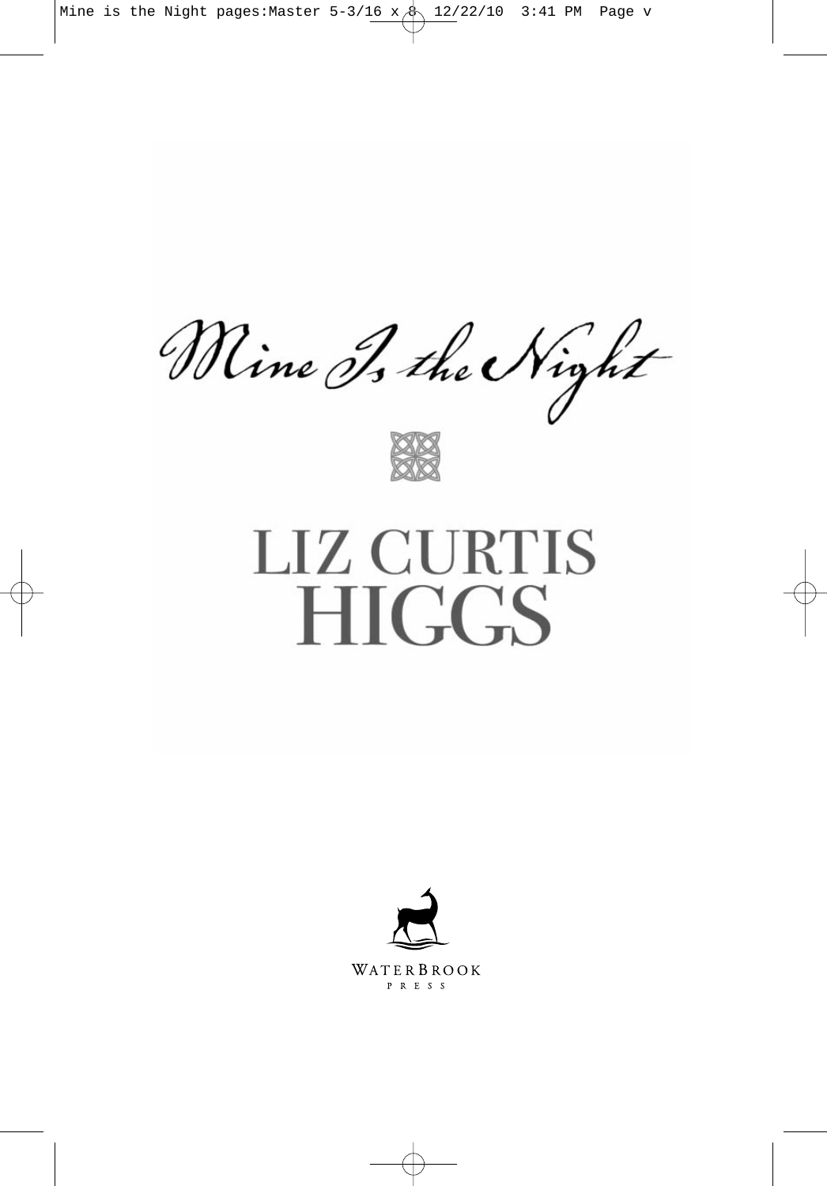# Mine Is the Night

# LIZ CURTIS HIGGS

WATERBROOK PRESS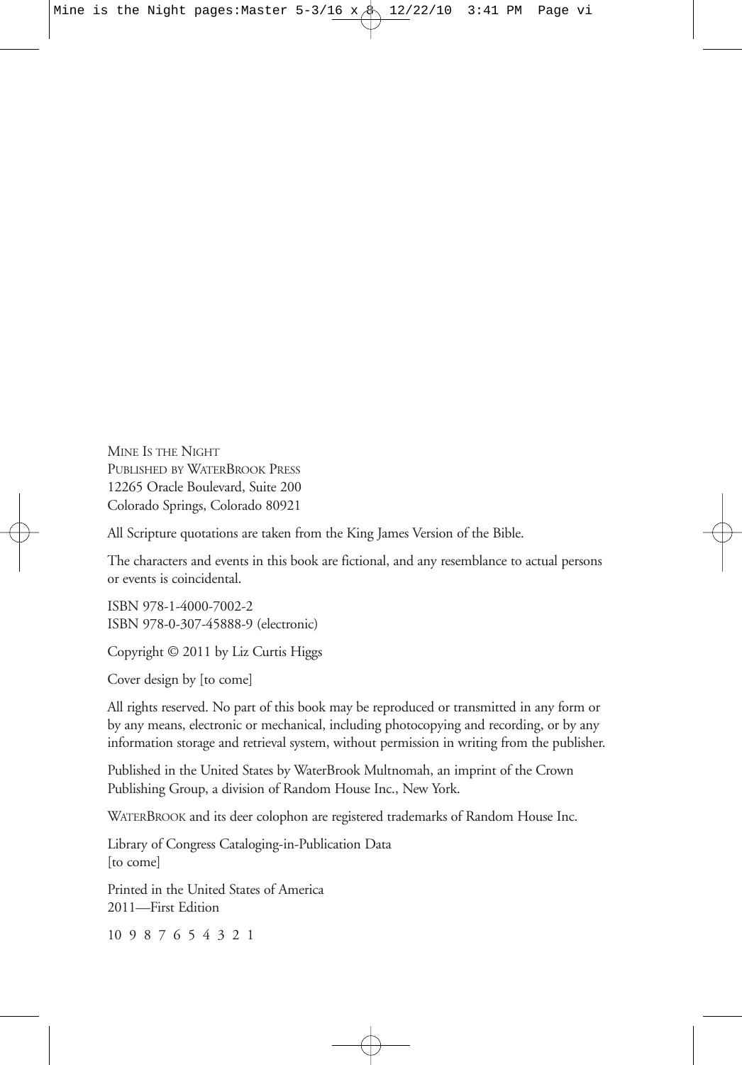MINE IS THE NIGHT
PUBLISHED BY WATERBROOK PRESS
12265 Oracle Boulevard, Suite 200
Colorado Springs, Colorado 80921

All Scripture quotations are taken from the King James Version of the Bible.

The characters and events in this book are fictional, and any resemblance to actual persons or events is coincidental.

ISBN 978-1-4000-7002-2
ISBN 978-0-307-45888-9 (electronic)

Copyright © 2011 by Liz Curtis Higgs

Cover design by [to come]

All rights reserved. No part of this book may be reproduced or transmitted in any form or by any means, electronic or mechanical, including photocopying and recording, or by any information storage and retrieval system, without permission in writing from the publisher.

Published in the United States by WaterBrook Multnomah, an imprint of the Crown Publishing Group, a division of Random House Inc., New York.

WATERBROOK and its deer colophon are registered trademarks of Random House Inc.

Library of Congress Cataloging-in-Publication Data
[to come]

Printed in the United States of America
2011—First Edition

10 9 8 7 6 5 4 3 2 1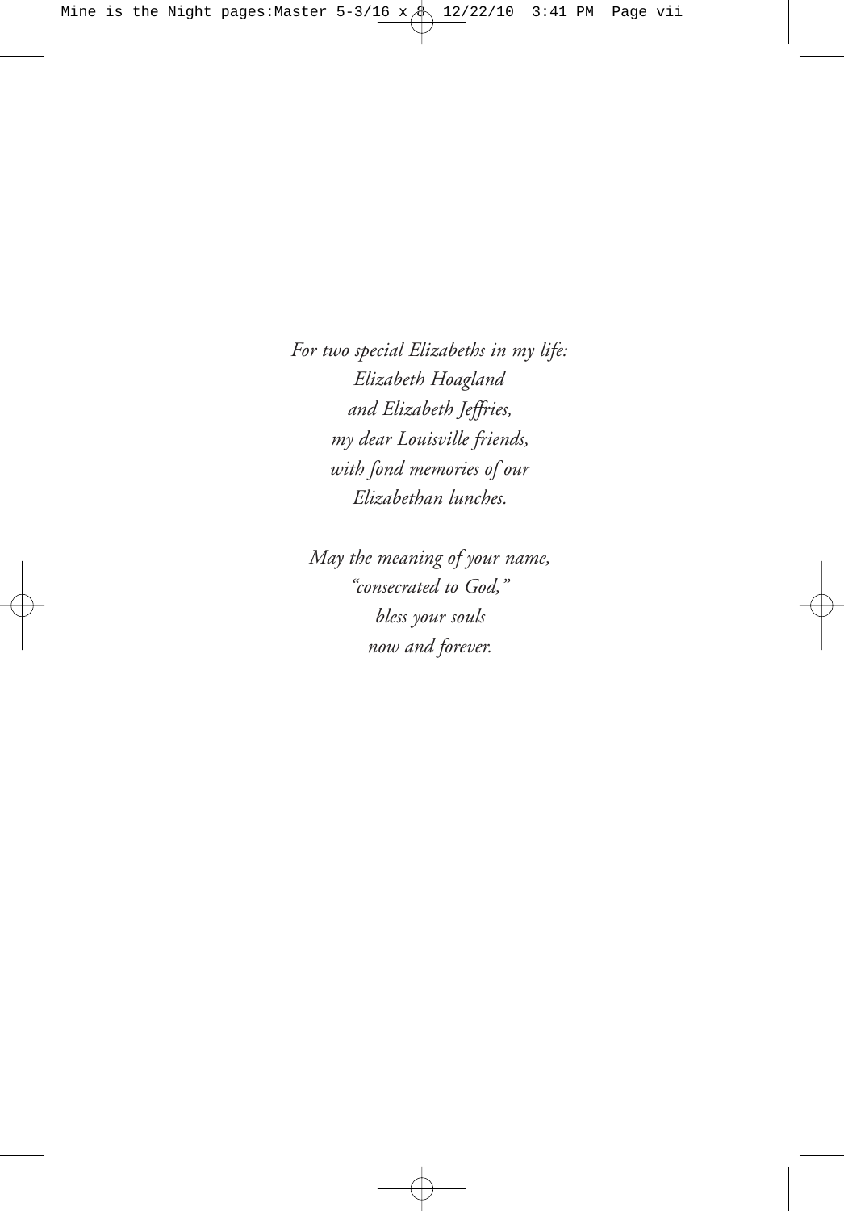*For two special Elizabeths in my life:*
*Elizabeth Hoagland*
*and Elizabeth Jeffries,*
*my dear Louisville friends,*
*with fond memories of our*
*Elizabethan lunches.*

*May the meaning of your name,*
*"consecrated to God,"*
*bless your souls*
*now and forever.*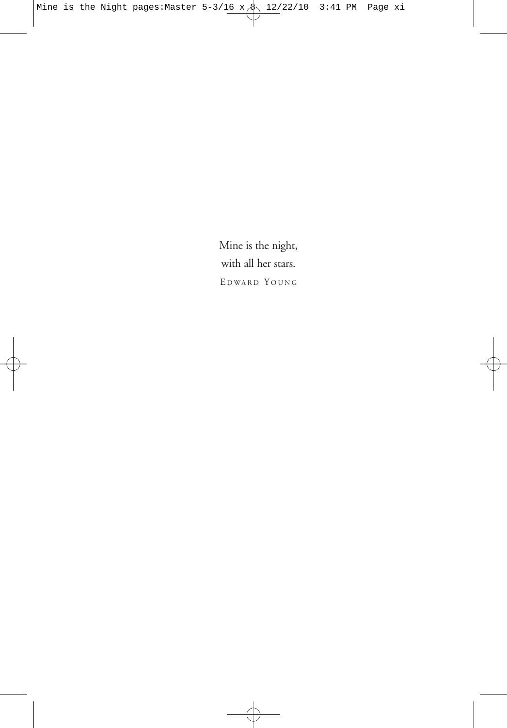Mine is the night,  
with all her stars.  
EDWARD YOUNG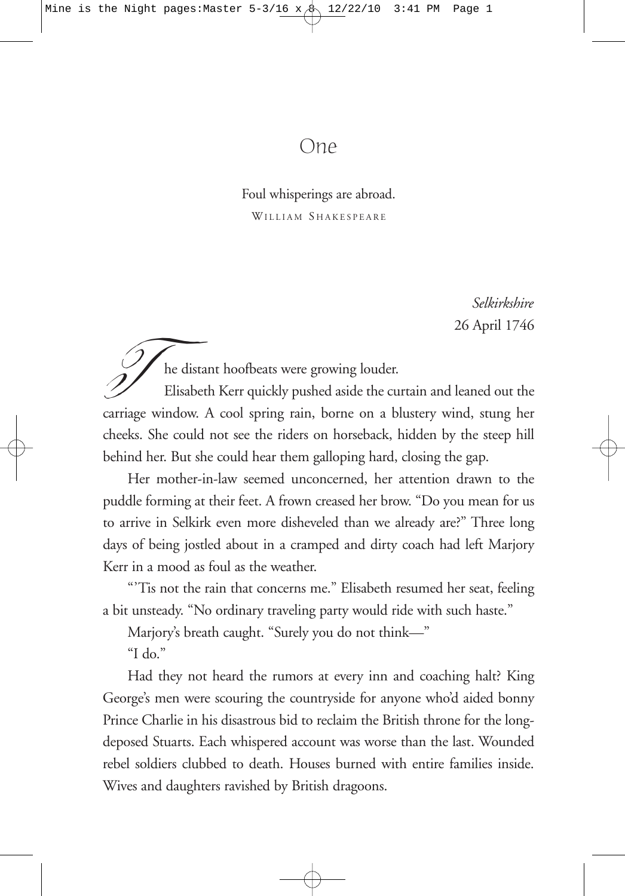# One

Foul whisperings are abroad.

WILLIAM SHAKESPEARE

*Selkirkshire*
26 April 1746

The distant hoofbeats were growing louder.

Elisabeth Kerr quickly pushed aside the curtain and leaned out the carriage window. A cool spring rain, borne on a blustery wind, stung her cheeks. She could not see the riders on horseback, hidden by the steep hill behind her. But she could hear them galloping hard, closing the gap.

Her mother-in-law seemed unconcerned, her attention drawn to the puddle forming at their feet. A frown creased her brow. "Do you mean for us to arrive in Selkirk even more disheveled than we already are?" Three long days of being jostled about in a cramped and dirty coach had left Marjory Kerr in a mood as foul as the weather.

"'Tis not the rain that concerns me." Elisabeth resumed her seat, feeling a bit unsteady. "No ordinary traveling party would ride with such haste."

Marjory's breath caught. "Surely you do not think—"

"I do."

Had they not heard the rumors at every inn and coaching halt? King George's men were scouring the countryside for anyone who'd aided bonny Prince Charlie in his disastrous bid to reclaim the British throne for the long-deposed Stuarts. Each whispered account was worse than the last. Wounded rebel soldiers clubbed to death. Houses burned with entire families inside. Wives and daughters ravished by British dragoons.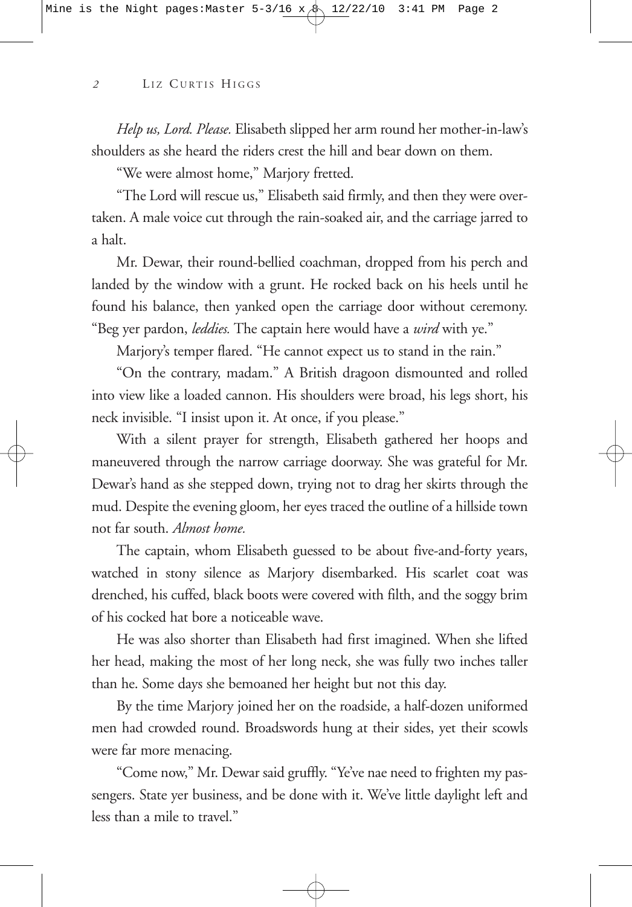*Help us, Lord. Please.* Elisabeth slipped her arm round her mother-in-law's shoulders as she heard the riders crest the hill and bear down on them.

"We were almost home," Marjory fretted.

"The Lord will rescue us," Elisabeth said firmly, and then they were overtaken. A male voice cut through the rain-soaked air, and the carriage jarred to a halt.

Mr. Dewar, their round-bellied coachman, dropped from his perch and landed by the window with a grunt. He rocked back on his heels until he found his balance, then yanked open the carriage door without ceremony. "Beg yer pardon, *leddies.* The captain here would have a *wird* with ye."

Marjory's temper flared. "He cannot expect us to stand in the rain."

"On the contrary, madam." A British dragoon dismounted and rolled into view like a loaded cannon. His shoulders were broad, his legs short, his neck invisible. "I insist upon it. At once, if you please."

With a silent prayer for strength, Elisabeth gathered her hoops and maneuvered through the narrow carriage doorway. She was grateful for Mr. Dewar's hand as she stepped down, trying not to drag her skirts through the mud. Despite the evening gloom, her eyes traced the outline of a hillside town not far south. *Almost home.*

The captain, whom Elisabeth guessed to be about five-and-forty years, watched in stony silence as Marjory disembarked. His scarlet coat was drenched, his cuffed, black boots were covered with filth, and the soggy brim of his cocked hat bore a noticeable wave.

He was also shorter than Elisabeth had first imagined. When she lifted her head, making the most of her long neck, she was fully two inches taller than he. Some days she bemoaned her height but not this day.

By the time Marjory joined her on the roadside, a half-dozen uniformed men had crowded round. Broadswords hung at their sides, yet their scowls were far more menacing.

"Come now," Mr. Dewar said gruffly. "Ye've nae need to frighten my passengers. State yer business, and be done with it. We've little daylight left and less than a mile to travel."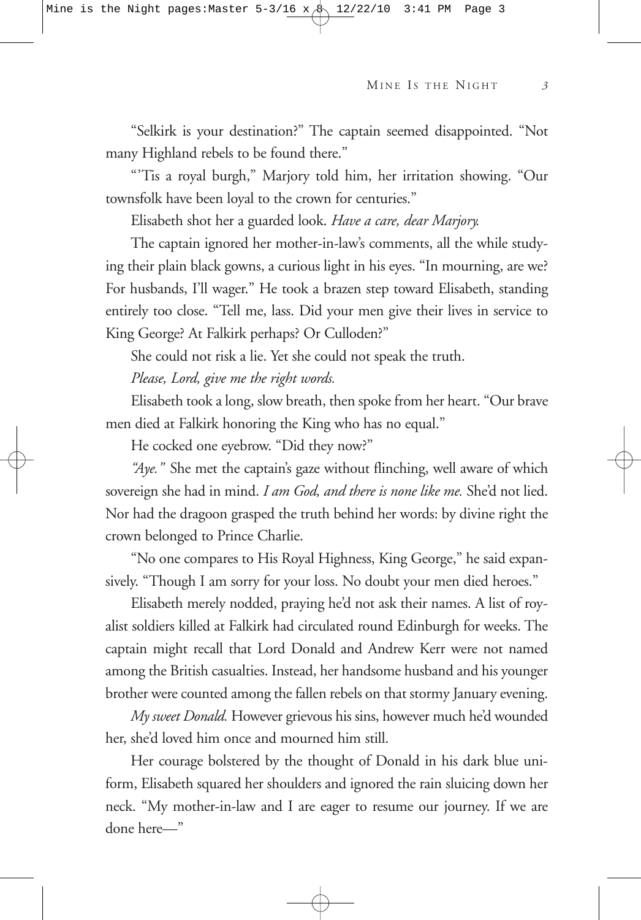"Selkirk is your destination?" The captain seemed disappointed. "Not many Highland rebels to be found there."

"'Tis a royal burgh," Marjory told him, her irritation showing. "Our townsfolk have been loyal to the crown for centuries."

Elisabeth shot her a guarded look. *Have a care, dear Marjory.*

The captain ignored her mother-in-law's comments, all the while studying their plain black gowns, a curious light in his eyes. "In mourning, are we? For husbands, I'll wager." He took a brazen step toward Elisabeth, standing entirely too close. "Tell me, lass. Did your men give their lives in service to King George? At Falkirk perhaps? Or Culloden?"

She could not risk a lie. Yet she could not speak the truth.

*Please, Lord, give me the right words.*

Elisabeth took a long, slow breath, then spoke from her heart. "Our brave men died at Falkirk honoring the King who has no equal."

He cocked one eyebrow. "Did they now?"

*"Aye."* She met the captain's gaze without flinching, well aware of which sovereign she had in mind. *I am God, and there is none like me.* She'd not lied. Nor had the dragoon grasped the truth behind her words: by divine right the crown belonged to Prince Charlie.

"No one compares to His Royal Highness, King George," he said expansively. "Though I am sorry for your loss. No doubt your men died heroes."

Elisabeth merely nodded, praying he'd not ask their names. A list of royalist soldiers killed at Falkirk had circulated round Edinburgh for weeks. The captain might recall that Lord Donald and Andrew Kerr were not named among the British casualties. Instead, her handsome husband and his younger brother were counted among the fallen rebels on that stormy January evening.

*My sweet Donald.* However grievous his sins, however much he'd wounded her, she'd loved him once and mourned him still.

Her courage bolstered by the thought of Donald in his dark blue uniform, Elisabeth squared her shoulders and ignored the rain sluicing down her neck. "My mother-in-law and I are eager to resume our journey. If we are done here—"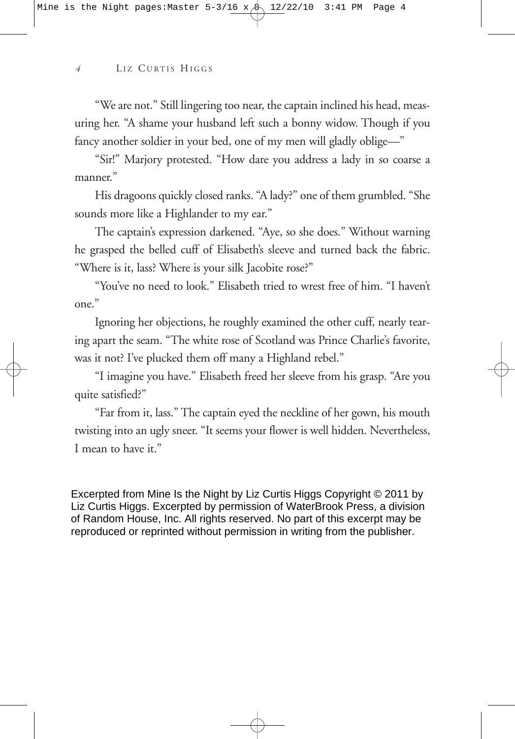"We are not." Still lingering too near, the captain inclined his head, measuring her. "A shame your husband left such a bonny widow. Though if you fancy another soldier in your bed, one of my men will gladly oblige—"

"Sir!" Marjory protested. "How dare you address a lady in so coarse a manner."

His dragoons quickly closed ranks. "A lady?" one of them grumbled. "She sounds more like a Highlander to my ear."

The captain's expression darkened. "Aye, so she does." Without warning he grasped the belled cuff of Elisabeth's sleeve and turned back the fabric. "Where is it, lass? Where is your silk Jacobite rose?"

"You've no need to look." Elisabeth tried to wrest free of him. "I haven't one."

Ignoring her objections, he roughly examined the other cuff, nearly tearing apart the seam. "The white rose of Scotland was Prince Charlie's favorite, was it not? I've plucked them off many a Highland rebel."

"I imagine you have." Elisabeth freed her sleeve from his grasp. "Are you quite satisfied?"

"Far from it, lass." The captain eyed the neckline of her gown, his mouth twisting into an ugly sneer. "It seems your flower is well hidden. Nevertheless, I mean to have it."

Excerpted from Mine Is the Night by Liz Curtis Higgs Copyright © 2011 by Liz Curtis Higgs. Excerpted by permission of WaterBrook Press, a division of Random House, Inc. All rights reserved. No part of this excerpt may be reproduced or reprinted without permission in writing from the publisher.